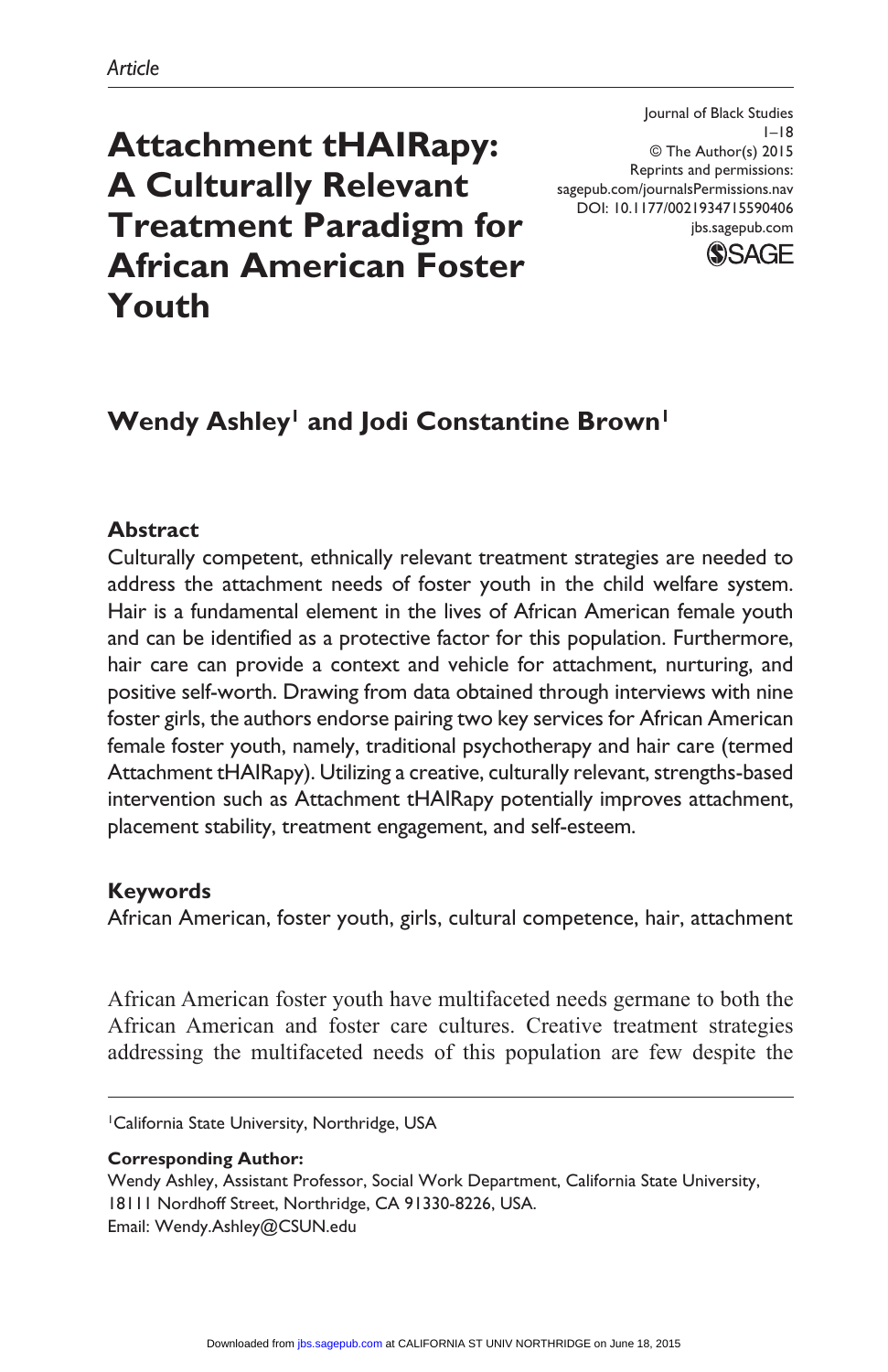*Article*

# Attachment tHAIRapy: A Culturally Relevant Treatment Paradigm for African American Foster Youth

Journal of Black Studies
© The Author(s) 2015
Reprints and permissions:
sagepub.com/journalsPermissions.nav
DOI: 10.1177/0021934715590406
jbs.sagepub.com

**Wendy Ashley[1] and Jodi Constantine Brown[1]**

## Abstract

Culturally competent, ethnically relevant treatment strategies are needed to address the attachment needs of foster youth in the child welfare system. Hair is a fundamental element in the lives of African American female youth and can be identified as a protective factor for this population. Furthermore, hair care can provide a context and vehicle for attachment, nurturing, and positive self-worth. Drawing from data obtained through interviews with nine foster girls, the authors endorse pairing two key services for African American female foster youth, namely, traditional psychotherapy and hair care (termed Attachment tHAIRapy). Utilizing a creative, culturally relevant, strengths-based intervention such as Attachment tHAIRapy potentially improves attachment, placement stability, treatment engagement, and self-esteem.

## Keywords

African American, foster youth, girls, cultural competence, hair, attachment

African American foster youth have multifaceted needs germane to both the African American and foster care cultures. Creative treatment strategies addressing the multifaceted needs of this population are few despite the

[1]California State University, Northridge, USA

**Corresponding Author:**
Wendy Ashley, Assistant Professor, Social Work Department, California State University, 18111 Nordhoff Street, Northridge, CA 91330-8226, USA.
Email: Wendy.Ashley@CSUN.edu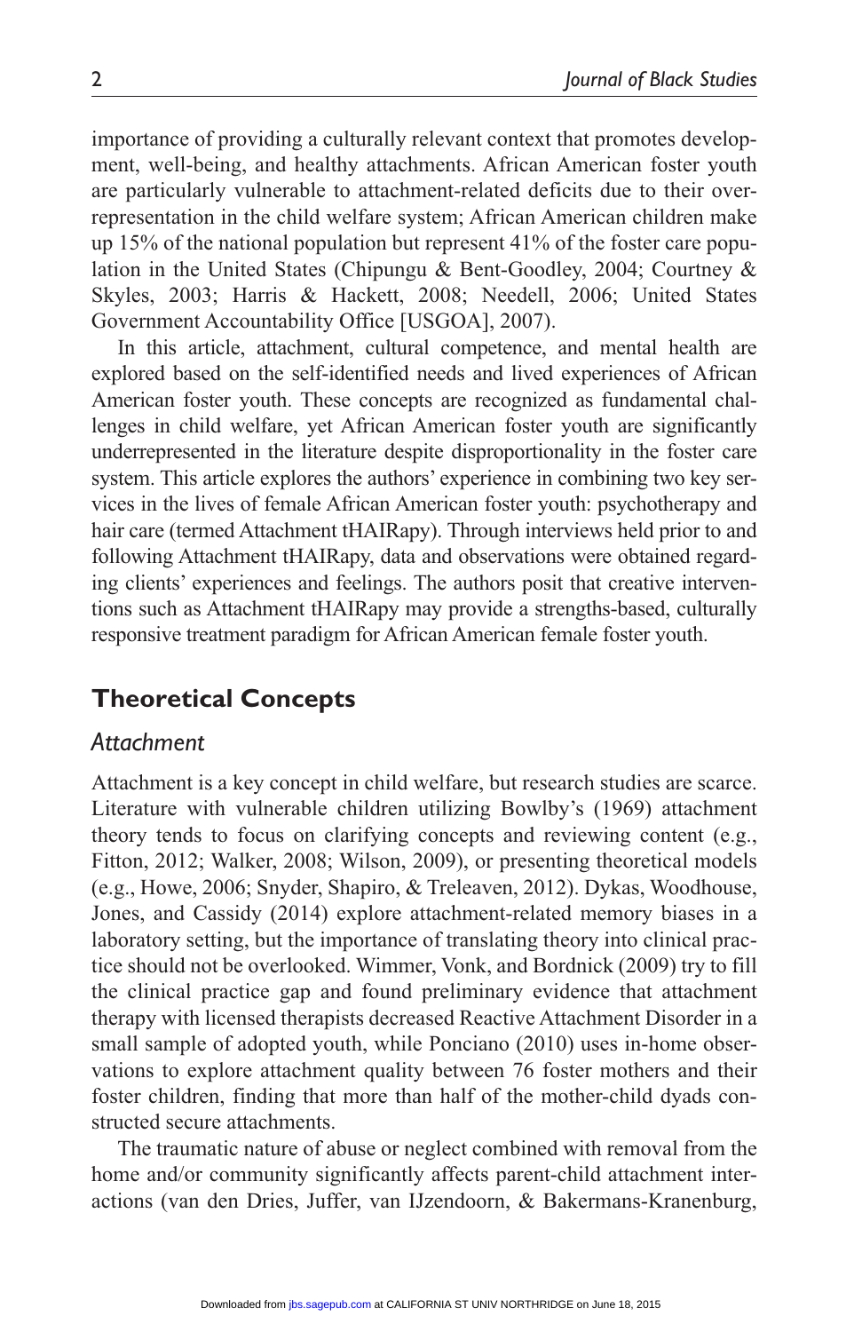importance of providing a culturally relevant context that promotes development, well-being, and healthy attachments. African American foster youth are particularly vulnerable to attachment-related deficits due to their overrepresentation in the child welfare system; African American children make up 15% of the national population but represent 41% of the foster care population in the United States (Chipungu & Bent-Goodley, 2004; Courtney & Skyles, 2003; Harris & Hackett, 2008; Needell, 2006; United States Government Accountability Office [USGOA], 2007).

In this article, attachment, cultural competence, and mental health are explored based on the self-identified needs and lived experiences of African American foster youth. These concepts are recognized as fundamental challenges in child welfare, yet African American foster youth are significantly underrepresented in the literature despite disproportionality in the foster care system. This article explores the authors' experience in combining two key services in the lives of female African American foster youth: psychotherapy and hair care (termed Attachment tHAIRapy). Through interviews held prior to and following Attachment tHAIRapy, data and observations were obtained regarding clients' experiences and feelings. The authors posit that creative interventions such as Attachment tHAIRapy may provide a strengths-based, culturally responsive treatment paradigm for African American female foster youth.

## Theoretical Concepts

### *Attachment*

Attachment is a key concept in child welfare, but research studies are scarce. Literature with vulnerable children utilizing Bowlby's (1969) attachment theory tends to focus on clarifying concepts and reviewing content (e.g., Fitton, 2012; Walker, 2008; Wilson, 2009), or presenting theoretical models (e.g., Howe, 2006; Snyder, Shapiro, & Treleaven, 2012). Dykas, Woodhouse, Jones, and Cassidy (2014) explore attachment-related memory biases in a laboratory setting, but the importance of translating theory into clinical practice should not be overlooked. Wimmer, Vonk, and Bordnick (2009) try to fill the clinical practice gap and found preliminary evidence that attachment therapy with licensed therapists decreased Reactive Attachment Disorder in a small sample of adopted youth, while Ponciano (2010) uses in-home observations to explore attachment quality between 76 foster mothers and their foster children, finding that more than half of the mother-child dyads constructed secure attachments.

The traumatic nature of abuse or neglect combined with removal from the home and/or community significantly affects parent-child attachment interactions (van den Dries, Juffer, van IJzendoorn, & Bakermans-Kranenburg,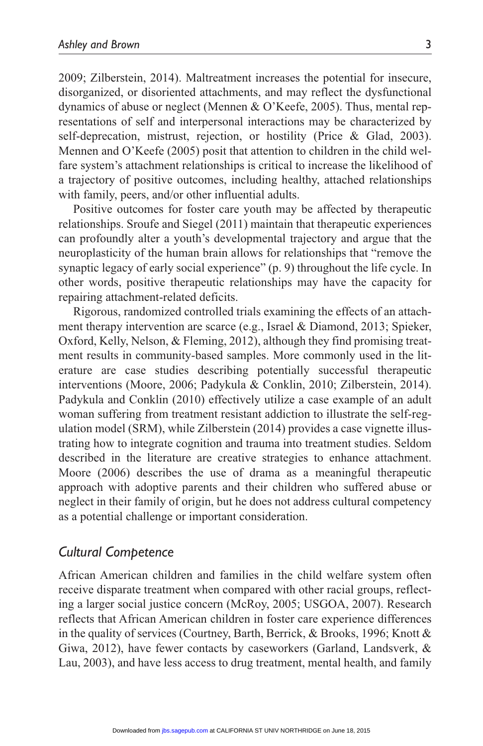2009; Zilberstein, 2014). Maltreatment increases the potential for insecure, disorganized, or disoriented attachments, and may reflect the dysfunctional dynamics of abuse or neglect (Mennen & O'Keefe, 2005). Thus, mental representations of self and interpersonal interactions may be characterized by self-deprecation, mistrust, rejection, or hostility (Price & Glad, 2003). Mennen and O'Keefe (2005) posit that attention to children in the child welfare system's attachment relationships is critical to increase the likelihood of a trajectory of positive outcomes, including healthy, attached relationships with family, peers, and/or other influential adults.

Positive outcomes for foster care youth may be affected by therapeutic relationships. Sroufe and Siegel (2011) maintain that therapeutic experiences can profoundly alter a youth's developmental trajectory and argue that the neuroplasticity of the human brain allows for relationships that "remove the synaptic legacy of early social experience" (p. 9) throughout the life cycle. In other words, positive therapeutic relationships may have the capacity for repairing attachment-related deficits.

Rigorous, randomized controlled trials examining the effects of an attachment therapy intervention are scarce (e.g., Israel & Diamond, 2013; Spieker, Oxford, Kelly, Nelson, & Fleming, 2012), although they find promising treatment results in community-based samples. More commonly used in the literature are case studies describing potentially successful therapeutic interventions (Moore, 2006; Padykula & Conklin, 2010; Zilberstein, 2014). Padykula and Conklin (2010) effectively utilize a case example of an adult woman suffering from treatment resistant addiction to illustrate the self-regulation model (SRM), while Zilberstein (2014) provides a case vignette illustrating how to integrate cognition and trauma into treatment studies. Seldom described in the literature are creative strategies to enhance attachment. Moore (2006) describes the use of drama as a meaningful therapeutic approach with adoptive parents and their children who suffered abuse or neglect in their family of origin, but he does not address cultural competency as a potential challenge or important consideration.

## *Cultural Competence*

African American children and families in the child welfare system often receive disparate treatment when compared with other racial groups, reflecting a larger social justice concern (McRoy, 2005; USGOA, 2007). Research reflects that African American children in foster care experience differences in the quality of services (Courtney, Barth, Berrick, & Brooks, 1996; Knott & Giwa, 2012), have fewer contacts by caseworkers (Garland, Landsverk, & Lau, 2003), and have less access to drug treatment, mental health, and family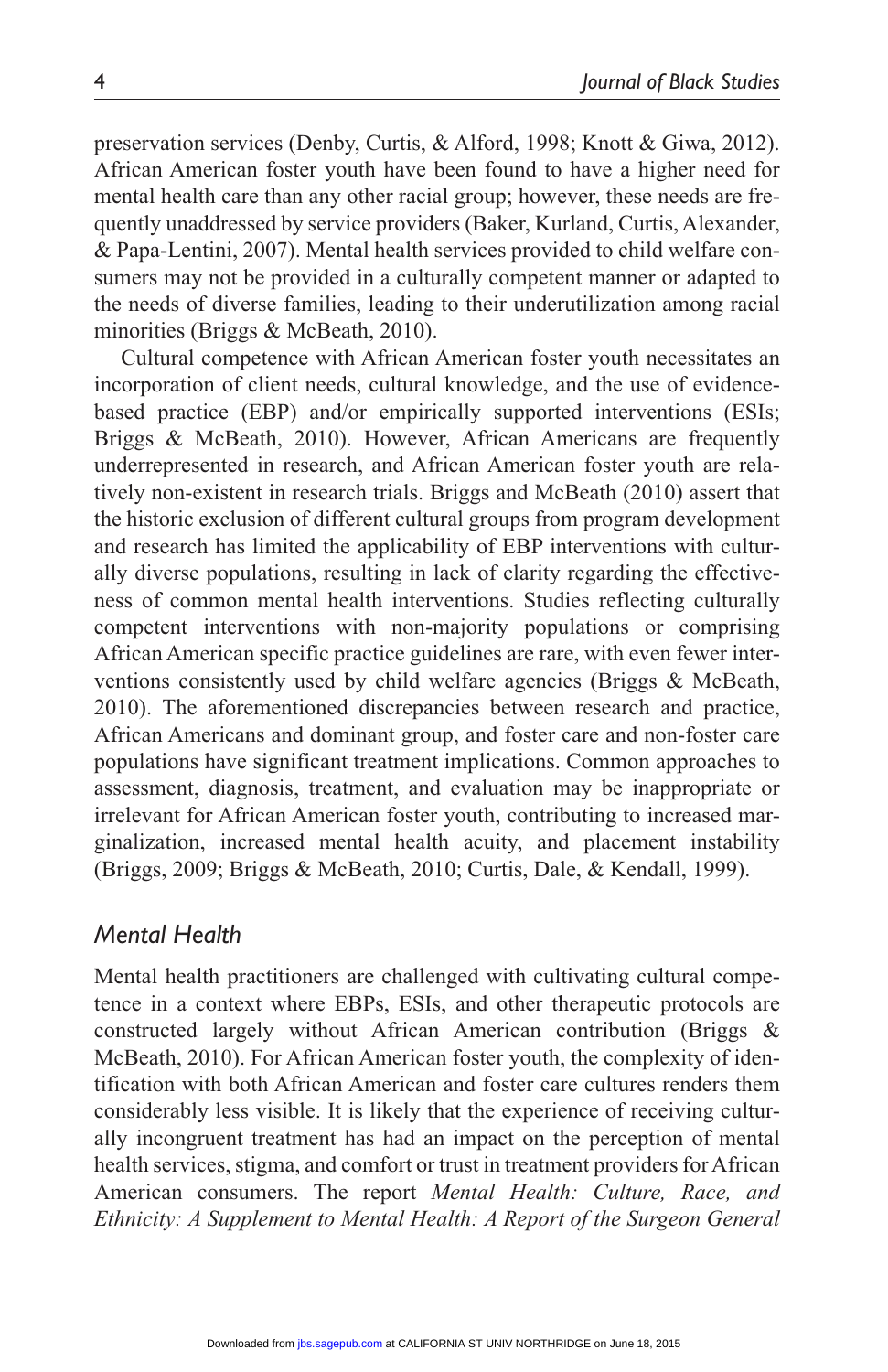preservation services (Denby, Curtis, & Alford, 1998; Knott & Giwa, 2012). African American foster youth have been found to have a higher need for mental health care than any other racial group; however, these needs are frequently unaddressed by service providers (Baker, Kurland, Curtis, Alexander, & Papa-Lentini, 2007). Mental health services provided to child welfare consumers may not be provided in a culturally competent manner or adapted to the needs of diverse families, leading to their underutilization among racial minorities (Briggs & McBeath, 2010).

Cultural competence with African American foster youth necessitates an incorporation of client needs, cultural knowledge, and the use of evidence-based practice (EBP) and/or empirically supported interventions (ESIs; Briggs & McBeath, 2010). However, African Americans are frequently underrepresented in research, and African American foster youth are relatively non-existent in research trials. Briggs and McBeath (2010) assert that the historic exclusion of different cultural groups from program development and research has limited the applicability of EBP interventions with culturally diverse populations, resulting in lack of clarity regarding the effectiveness of common mental health interventions. Studies reflecting culturally competent interventions with non-majority populations or comprising African American specific practice guidelines are rare, with even fewer interventions consistently used by child welfare agencies (Briggs & McBeath, 2010). The aforementioned discrepancies between research and practice, African Americans and dominant group, and foster care and non-foster care populations have significant treatment implications. Common approaches to assessment, diagnosis, treatment, and evaluation may be inappropriate or irrelevant for African American foster youth, contributing to increased marginalization, increased mental health acuity, and placement instability (Briggs, 2009; Briggs & McBeath, 2010; Curtis, Dale, & Kendall, 1999).

## *Mental Health*

Mental health practitioners are challenged with cultivating cultural competence in a context where EBPs, ESIs, and other therapeutic protocols are constructed largely without African American contribution (Briggs & McBeath, 2010). For African American foster youth, the complexity of identification with both African American and foster care cultures renders them considerably less visible. It is likely that the experience of receiving culturally incongruent treatment has had an impact on the perception of mental health services, stigma, and comfort or trust in treatment providers for African American consumers. The report *Mental Health: Culture, Race, and Ethnicity: A Supplement to Mental Health: A Report of the Surgeon General*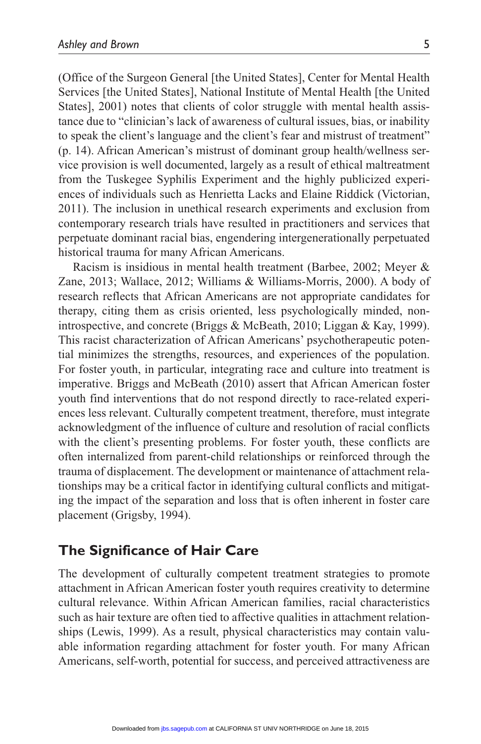(Office of the Surgeon General [the United States], Center for Mental Health Services [the United States], National Institute of Mental Health [the United States], 2001) notes that clients of color struggle with mental health assistance due to "clinician's lack of awareness of cultural issues, bias, or inability to speak the client's language and the client's fear and mistrust of treatment" (p. 14). African American's mistrust of dominant group health/wellness service provision is well documented, largely as a result of ethical maltreatment from the Tuskegee Syphilis Experiment and the highly publicized experiences of individuals such as Henrietta Lacks and Elaine Riddick (Victorian, 2011). The inclusion in unethical research experiments and exclusion from contemporary research trials have resulted in practitioners and services that perpetuate dominant racial bias, engendering intergenerationally perpetuated historical trauma for many African Americans.

Racism is insidious in mental health treatment (Barbee, 2002; Meyer & Zane, 2013; Wallace, 2012; Williams & Williams-Morris, 2000). A body of research reflects that African Americans are not appropriate candidates for therapy, citing them as crisis oriented, less psychologically minded, non-introspective, and concrete (Briggs & McBeath, 2010; Liggan & Kay, 1999). This racist characterization of African Americans' psychotherapeutic potential minimizes the strengths, resources, and experiences of the population. For foster youth, in particular, integrating race and culture into treatment is imperative. Briggs and McBeath (2010) assert that African American foster youth find interventions that do not respond directly to race-related experiences less relevant. Culturally competent treatment, therefore, must integrate acknowledgment of the influence of culture and resolution of racial conflicts with the client's presenting problems. For foster youth, these conflicts are often internalized from parent-child relationships or reinforced through the trauma of displacement. The development or maintenance of attachment relationships may be a critical factor in identifying cultural conflicts and mitigating the impact of the separation and loss that is often inherent in foster care placement (Grigsby, 1994).

## The Significance of Hair Care

The development of culturally competent treatment strategies to promote attachment in African American foster youth requires creativity to determine cultural relevance. Within African American families, racial characteristics such as hair texture are often tied to affective qualities in attachment relationships (Lewis, 1999). As a result, physical characteristics may contain valuable information regarding attachment for foster youth. For many African Americans, self-worth, potential for success, and perceived attractiveness are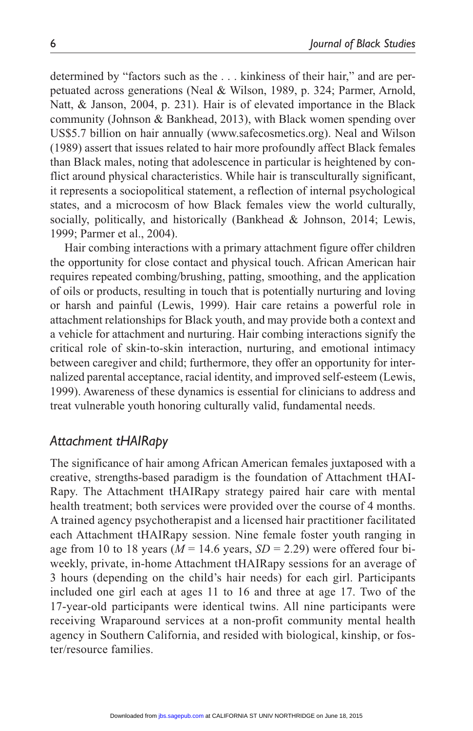determined by "factors such as the . . . kinkiness of their hair," and are perpetuated across generations (Neal & Wilson, 1989, p. 324; Parmer, Arnold, Natt, & Janson, 2004, p. 231). Hair is of elevated importance in the Black community (Johnson & Bankhead, 2013), with Black women spending over US$5.7 billion on hair annually (www.safecosmetics.org). Neal and Wilson (1989) assert that issues related to hair more profoundly affect Black females than Black males, noting that adolescence in particular is heightened by conflict around physical characteristics. While hair is transculturally significant, it represents a sociopolitical statement, a reflection of internal psychological states, and a microcosm of how Black females view the world culturally, socially, politically, and historically (Bankhead & Johnson, 2014; Lewis, 1999; Parmer et al., 2004).

Hair combing interactions with a primary attachment figure offer children the opportunity for close contact and physical touch. African American hair requires repeated combing/brushing, patting, smoothing, and the application of oils or products, resulting in touch that is potentially nurturing and loving or harsh and painful (Lewis, 1999). Hair care retains a powerful role in attachment relationships for Black youth, and may provide both a context and a vehicle for attachment and nurturing. Hair combing interactions signify the critical role of skin-to-skin interaction, nurturing, and emotional intimacy between caregiver and child; furthermore, they offer an opportunity for internalized parental acceptance, racial identity, and improved self-esteem (Lewis, 1999). Awareness of these dynamics is essential for clinicians to address and treat vulnerable youth honoring culturally valid, fundamental needs.

## *Attachment tHAIRapy*

The significance of hair among African American females juxtaposed with a creative, strengths-based paradigm is the foundation of Attachment tHAIRapy. The Attachment tHAIRapy strategy paired hair care with mental health treatment; both services were provided over the course of 4 months. A trained agency psychotherapist and a licensed hair practitioner facilitated each Attachment tHAIRapy session. Nine female foster youth ranging in age from 10 to 18 years ($M$ = 14.6 years, $SD$ = 2.29) were offered four bi-weekly, private, in-home Attachment tHAIRapy sessions for an average of 3 hours (depending on the child's hair needs) for each girl. Participants included one girl each at ages 11 to 16 and three at age 17. Two of the 17-year-old participants were identical twins. All nine participants were receiving Wraparound services at a non-profit community mental health agency in Southern California, and resided with biological, kinship, or foster/resource families.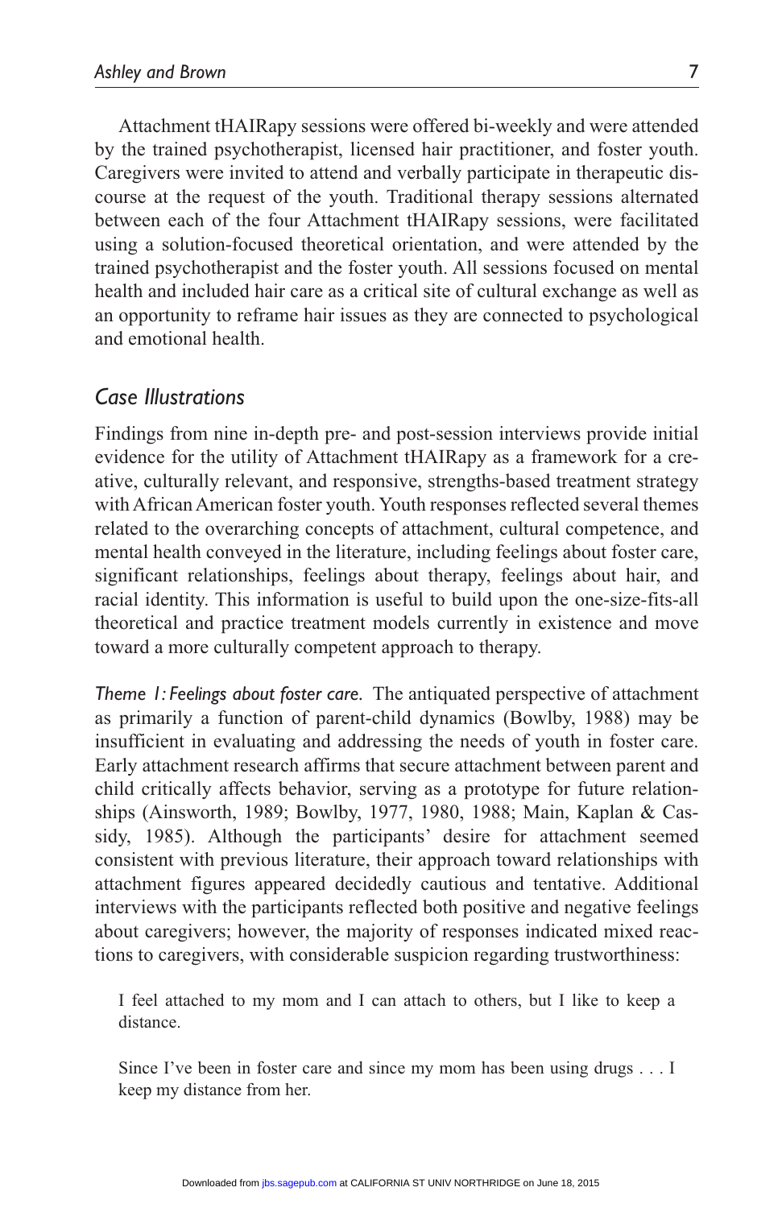Attachment tHAIRapy sessions were offered bi-weekly and were attended by the trained psychotherapist, licensed hair practitioner, and foster youth. Caregivers were invited to attend and verbally participate in therapeutic discourse at the request of the youth. Traditional therapy sessions alternated between each of the four Attachment tHAIRapy sessions, were facilitated using a solution-focused theoretical orientation, and were attended by the trained psychotherapist and the foster youth. All sessions focused on mental health and included hair care as a critical site of cultural exchange as well as an opportunity to reframe hair issues as they are connected to psychological and emotional health.

## Case Illustrations

Findings from nine in-depth pre- and post-session interviews provide initial evidence for the utility of Attachment tHAIRapy as a framework for a creative, culturally relevant, and responsive, strengths-based treatment strategy with African American foster youth. Youth responses reflected several themes related to the overarching concepts of attachment, cultural competence, and mental health conveyed in the literature, including feelings about foster care, significant relationships, feelings about therapy, feelings about hair, and racial identity. This information is useful to build upon the one-size-fits-all theoretical and practice treatment models currently in existence and move toward a more culturally competent approach to therapy.

*Theme 1: Feelings about foster care.* The antiquated perspective of attachment as primarily a function of parent-child dynamics (Bowlby, 1988) may be insufficient in evaluating and addressing the needs of youth in foster care. Early attachment research affirms that secure attachment between parent and child critically affects behavior, serving as a prototype for future relationships (Ainsworth, 1989; Bowlby, 1977, 1980, 1988; Main, Kaplan & Cassidy, 1985). Although the participants' desire for attachment seemed consistent with previous literature, their approach toward relationships with attachment figures appeared decidedly cautious and tentative. Additional interviews with the participants reflected both positive and negative feelings about caregivers; however, the majority of responses indicated mixed reactions to caregivers, with considerable suspicion regarding trustworthiness:

> I feel attached to my mom and I can attach to others, but I like to keep a distance.

> Since I've been in foster care and since my mom has been using drugs . . . I keep my distance from her.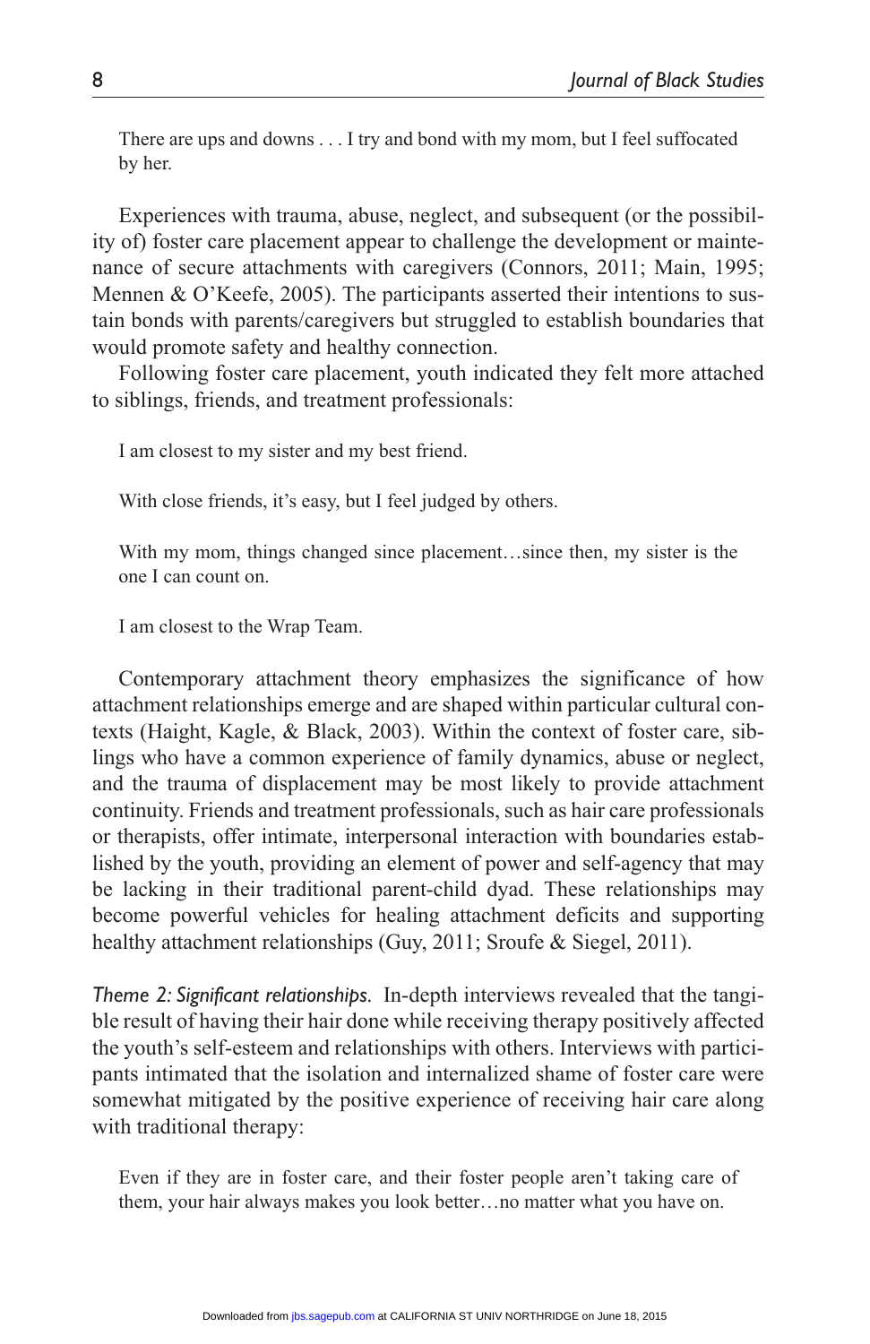> There are ups and downs . . . I try and bond with my mom, but I feel suffocated by her.

Experiences with trauma, abuse, neglect, and subsequent (or the possibility of) foster care placement appear to challenge the development or maintenance of secure attachments with caregivers (Connors, 2011; Main, 1995; Mennen & O'Keefe, 2005). The participants asserted their intentions to sustain bonds with parents/caregivers but struggled to establish boundaries that would promote safety and healthy connection.

Following foster care placement, youth indicated they felt more attached to siblings, friends, and treatment professionals:

> I am closest to my sister and my best friend.

> With close friends, it's easy, but I feel judged by others.

> With my mom, things changed since placement…since then, my sister is the one I can count on.

> I am closest to the Wrap Team.

Contemporary attachment theory emphasizes the significance of how attachment relationships emerge and are shaped within particular cultural contexts (Haight, Kagle, & Black, 2003). Within the context of foster care, siblings who have a common experience of family dynamics, abuse or neglect, and the trauma of displacement may be most likely to provide attachment continuity. Friends and treatment professionals, such as hair care professionals or therapists, offer intimate, interpersonal interaction with boundaries established by the youth, providing an element of power and self-agency that may be lacking in their traditional parent-child dyad. These relationships may become powerful vehicles for healing attachment deficits and supporting healthy attachment relationships (Guy, 2011; Sroufe & Siegel, 2011).

*Theme 2: Significant relationships.* In-depth interviews revealed that the tangible result of having their hair done while receiving therapy positively affected the youth's self-esteem and relationships with others. Interviews with participants intimated that the isolation and internalized shame of foster care were somewhat mitigated by the positive experience of receiving hair care along with traditional therapy:

> Even if they are in foster care, and their foster people aren't taking care of them, your hair always makes you look better…no matter what you have on.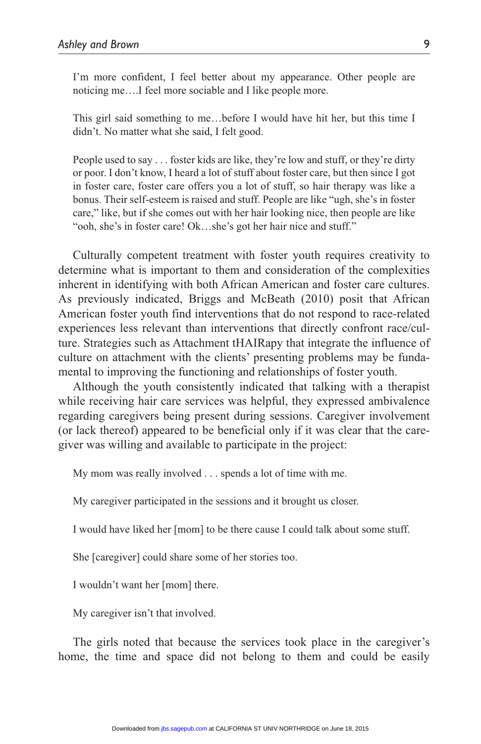> I'm more confident, I feel better about my appearance. Other people are noticing me….I feel more sociable and I like people more.

> This girl said something to me…before I would have hit her, but this time I didn't. No matter what she said, I felt good.

> People used to say . . . foster kids are like, they're low and stuff, or they're dirty or poor. I don't know, I heard a lot of stuff about foster care, but then since I got in foster care, foster care offers you a lot of stuff, so hair therapy was like a bonus. Their self-esteem is raised and stuff. People are like "ugh, she's in foster care," like, but if she comes out with her hair looking nice, then people are like "ooh, she's in foster care! Ok…she's got her hair nice and stuff."

Culturally competent treatment with foster youth requires creativity to determine what is important to them and consideration of the complexities inherent in identifying with both African American and foster care cultures. As previously indicated, Briggs and McBeath (2010) posit that African American foster youth find interventions that do not respond to race-related experiences less relevant than interventions that directly confront race/culture. Strategies such as Attachment tHAIRapy that integrate the influence of culture on attachment with the clients' presenting problems may be fundamental to improving the functioning and relationships of foster youth.

Although the youth consistently indicated that talking with a therapist while receiving hair care services was helpful, they expressed ambivalence regarding caregivers being present during sessions. Caregiver involvement (or lack thereof) appeared to be beneficial only if it was clear that the caregiver was willing and available to participate in the project:

> My mom was really involved . . . spends a lot of time with me.

> My caregiver participated in the sessions and it brought us closer.

> I would have liked her [mom] to be there cause I could talk about some stuff.

> She [caregiver] could share some of her stories too.

> I wouldn't want her [mom] there.

> My caregiver isn't that involved.

The girls noted that because the services took place in the caregiver's home, the time and space did not belong to them and could be easily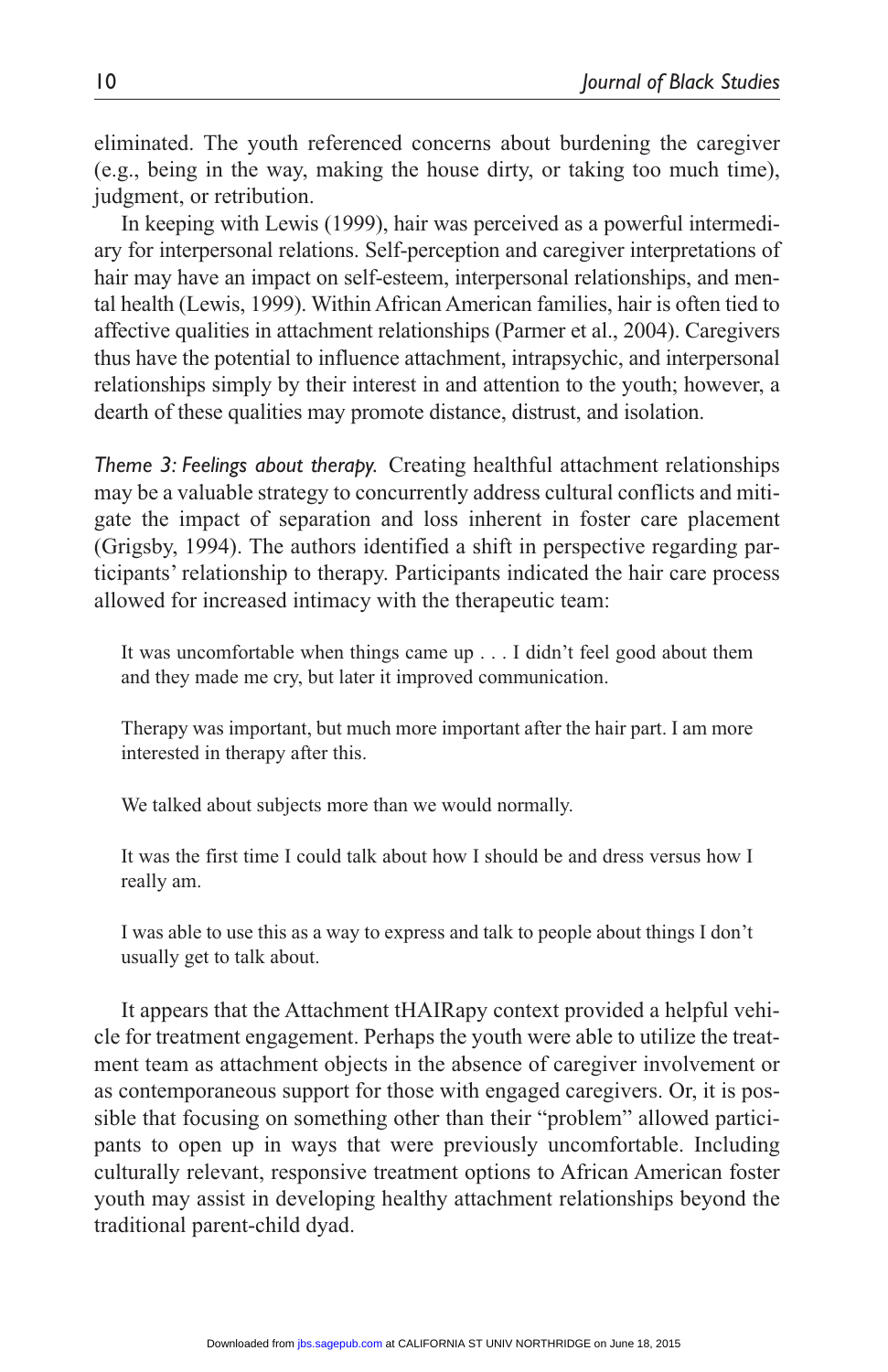eliminated. The youth referenced concerns about burdening the caregiver (e.g., being in the way, making the house dirty, or taking too much time), judgment, or retribution.

In keeping with Lewis (1999), hair was perceived as a powerful intermediary for interpersonal relations. Self-perception and caregiver interpretations of hair may have an impact on self-esteem, interpersonal relationships, and mental health (Lewis, 1999). Within African American families, hair is often tied to affective qualities in attachment relationships (Parmer et al., 2004). Caregivers thus have the potential to influence attachment, intrapsychic, and interpersonal relationships simply by their interest in and attention to the youth; however, a dearth of these qualities may promote distance, distrust, and isolation.

*Theme 3: Feelings about therapy.* Creating healthful attachment relationships may be a valuable strategy to concurrently address cultural conflicts and mitigate the impact of separation and loss inherent in foster care placement (Grigsby, 1994). The authors identified a shift in perspective regarding participants' relationship to therapy. Participants indicated the hair care process allowed for increased intimacy with the therapeutic team:

> It was uncomfortable when things came up . . . I didn't feel good about them and they made me cry, but later it improved communication.

> Therapy was important, but much more important after the hair part. I am more interested in therapy after this.

> We talked about subjects more than we would normally.

> It was the first time I could talk about how I should be and dress versus how I really am.

> I was able to use this as a way to express and talk to people about things I don't usually get to talk about.

It appears that the Attachment tHAIRapy context provided a helpful vehicle for treatment engagement. Perhaps the youth were able to utilize the treatment team as attachment objects in the absence of caregiver involvement or as contemporaneous support for those with engaged caregivers. Or, it is possible that focusing on something other than their "problem" allowed participants to open up in ways that were previously uncomfortable. Including culturally relevant, responsive treatment options to African American foster youth may assist in developing healthy attachment relationships beyond the traditional parent-child dyad.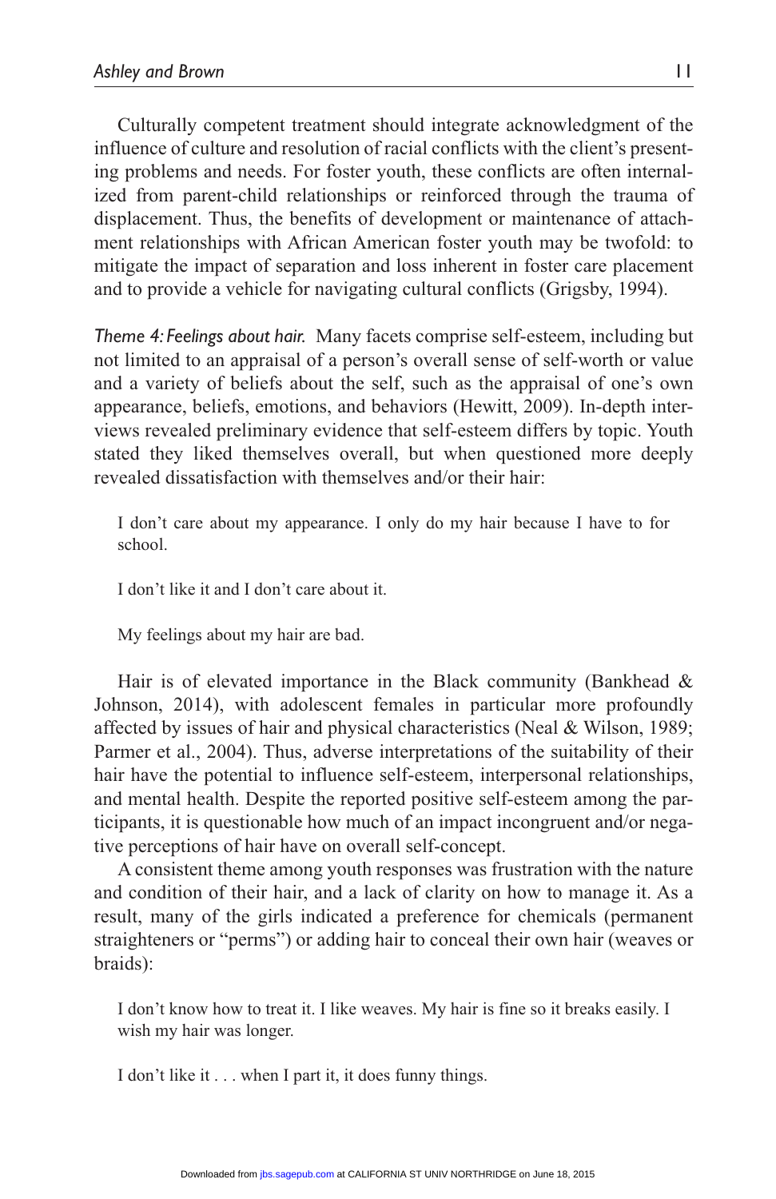Culturally competent treatment should integrate acknowledgment of the influence of culture and resolution of racial conflicts with the client's presenting problems and needs. For foster youth, these conflicts are often internalized from parent-child relationships or reinforced through the trauma of displacement. Thus, the benefits of development or maintenance of attachment relationships with African American foster youth may be twofold: to mitigate the impact of separation and loss inherent in foster care placement and to provide a vehicle for navigating cultural conflicts (Grigsby, 1994).

*Theme 4: Feelings about hair.* Many facets comprise self-esteem, including but not limited to an appraisal of a person's overall sense of self-worth or value and a variety of beliefs about the self, such as the appraisal of one's own appearance, beliefs, emotions, and behaviors (Hewitt, 2009). In-depth interviews revealed preliminary evidence that self-esteem differs by topic. Youth stated they liked themselves overall, but when questioned more deeply revealed dissatisfaction with themselves and/or their hair:

> I don't care about my appearance. I only do my hair because I have to for school.
>
> I don't like it and I don't care about it.
>
> My feelings about my hair are bad.

Hair is of elevated importance in the Black community (Bankhead & Johnson, 2014), with adolescent females in particular more profoundly affected by issues of hair and physical characteristics (Neal & Wilson, 1989; Parmer et al., 2004). Thus, adverse interpretations of the suitability of their hair have the potential to influence self-esteem, interpersonal relationships, and mental health. Despite the reported positive self-esteem among the participants, it is questionable how much of an impact incongruent and/or negative perceptions of hair have on overall self-concept.

A consistent theme among youth responses was frustration with the nature and condition of their hair, and a lack of clarity on how to manage it. As a result, many of the girls indicated a preference for chemicals (permanent straighteners or "perms") or adding hair to conceal their own hair (weaves or braids):

> I don't know how to treat it. I like weaves. My hair is fine so it breaks easily. I wish my hair was longer.
>
> I don't like it . . . when I part it, it does funny things.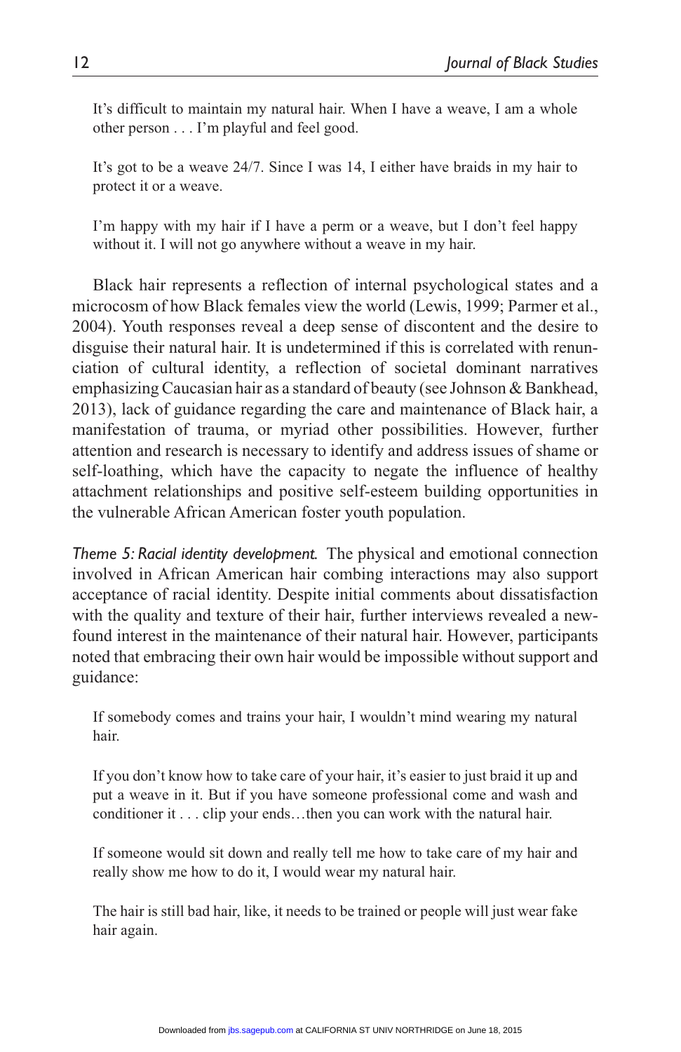> It's difficult to maintain my natural hair. When I have a weave, I am a whole other person . . . I'm playful and feel good.

> It's got to be a weave 24/7. Since I was 14, I either have braids in my hair to protect it or a weave.

> I'm happy with my hair if I have a perm or a weave, but I don't feel happy without it. I will not go anywhere without a weave in my hair.

Black hair represents a reflection of internal psychological states and a microcosm of how Black females view the world (Lewis, 1999; Parmer et al., 2004). Youth responses reveal a deep sense of discontent and the desire to disguise their natural hair. It is undetermined if this is correlated with renunciation of cultural identity, a reflection of societal dominant narratives emphasizing Caucasian hair as a standard of beauty (see Johnson & Bankhead, 2013), lack of guidance regarding the care and maintenance of Black hair, a manifestation of trauma, or myriad other possibilities. However, further attention and research is necessary to identify and address issues of shame or self-loathing, which have the capacity to negate the influence of healthy attachment relationships and positive self-esteem building opportunities in the vulnerable African American foster youth population.

*Theme 5: Racial identity development.* The physical and emotional connection involved in African American hair combing interactions may also support acceptance of racial identity. Despite initial comments about dissatisfaction with the quality and texture of their hair, further interviews revealed a new-found interest in the maintenance of their natural hair. However, participants noted that embracing their own hair would be impossible without support and guidance:

> If somebody comes and trains your hair, I wouldn't mind wearing my natural hair.

> If you don't know how to take care of your hair, it's easier to just braid it up and put a weave in it. But if you have someone professional come and wash and conditioner it . . . clip your ends…then you can work with the natural hair.

> If someone would sit down and really tell me how to take care of my hair and really show me how to do it, I would wear my natural hair.

> The hair is still bad hair, like, it needs to be trained or people will just wear fake hair again.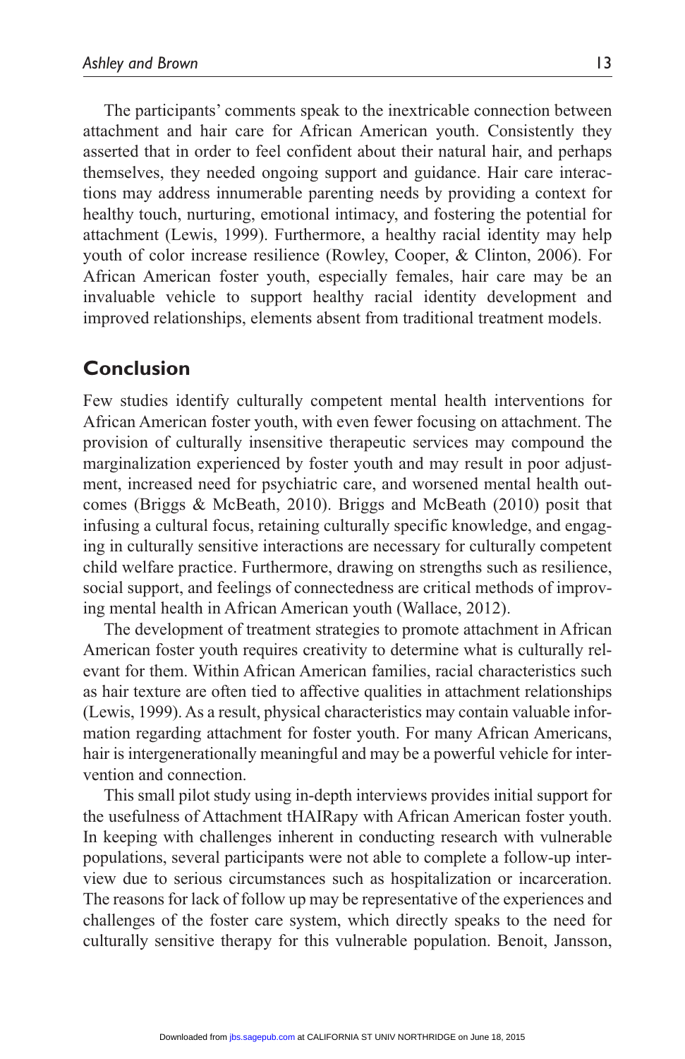The participants' comments speak to the inextricable connection between attachment and hair care for African American youth. Consistently they asserted that in order to feel confident about their natural hair, and perhaps themselves, they needed ongoing support and guidance. Hair care interactions may address innumerable parenting needs by providing a context for healthy touch, nurturing, emotional intimacy, and fostering the potential for attachment (Lewis, 1999). Furthermore, a healthy racial identity may help youth of color increase resilience (Rowley, Cooper, & Clinton, 2006). For African American foster youth, especially females, hair care may be an invaluable vehicle to support healthy racial identity development and improved relationships, elements absent from traditional treatment models.

## Conclusion

Few studies identify culturally competent mental health interventions for African American foster youth, with even fewer focusing on attachment. The provision of culturally insensitive therapeutic services may compound the marginalization experienced by foster youth and may result in poor adjustment, increased need for psychiatric care, and worsened mental health outcomes (Briggs & McBeath, 2010). Briggs and McBeath (2010) posit that infusing a cultural focus, retaining culturally specific knowledge, and engaging in culturally sensitive interactions are necessary for culturally competent child welfare practice. Furthermore, drawing on strengths such as resilience, social support, and feelings of connectedness are critical methods of improving mental health in African American youth (Wallace, 2012).

The development of treatment strategies to promote attachment in African American foster youth requires creativity to determine what is culturally relevant for them. Within African American families, racial characteristics such as hair texture are often tied to affective qualities in attachment relationships (Lewis, 1999). As a result, physical characteristics may contain valuable information regarding attachment for foster youth. For many African Americans, hair is intergenerationally meaningful and may be a powerful vehicle for intervention and connection.

This small pilot study using in-depth interviews provides initial support for the usefulness of Attachment tHAIRapy with African American foster youth. In keeping with challenges inherent in conducting research with vulnerable populations, several participants were not able to complete a follow-up interview due to serious circumstances such as hospitalization or incarceration. The reasons for lack of follow up may be representative of the experiences and challenges of the foster care system, which directly speaks to the need for culturally sensitive therapy for this vulnerable population. Benoit, Jansson,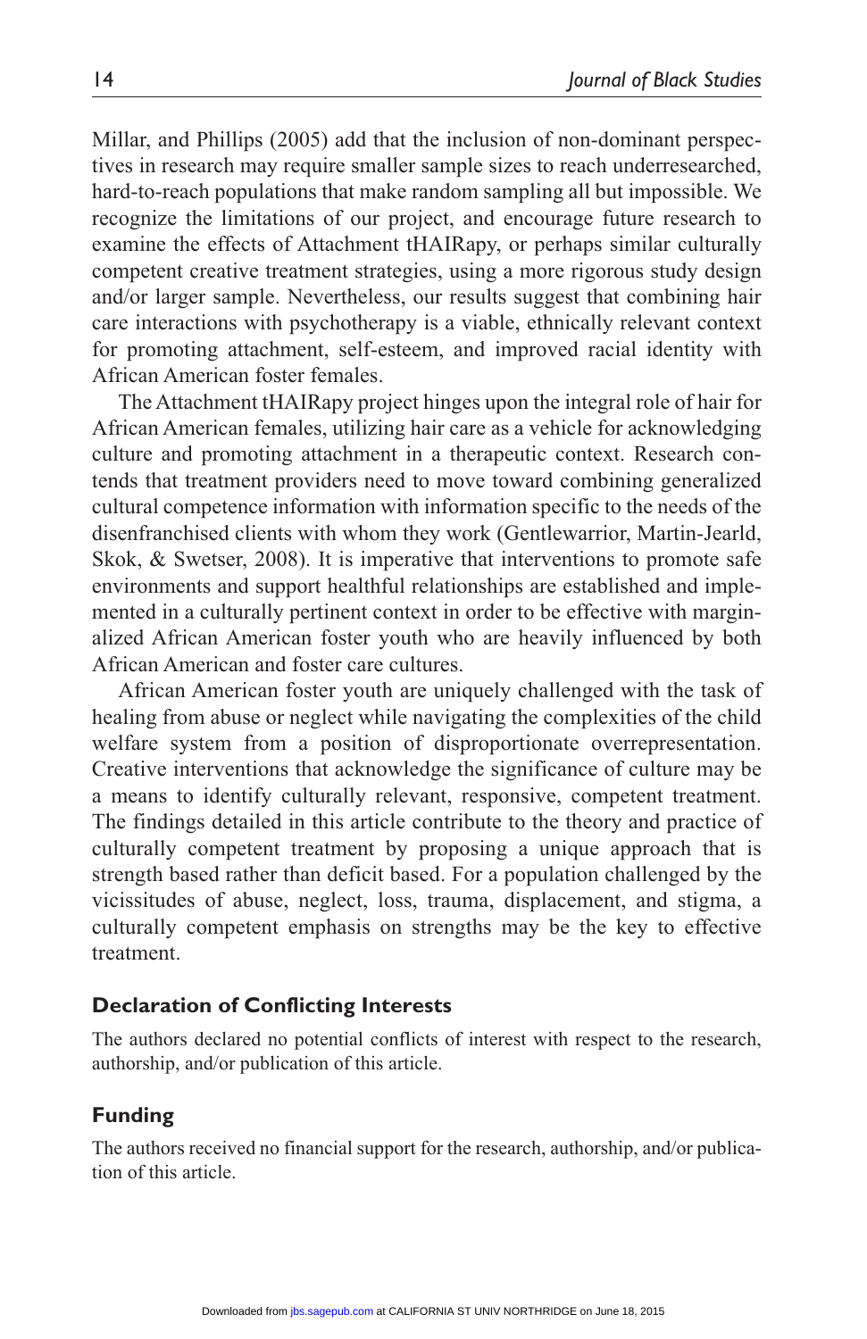Millar, and Phillips (2005) add that the inclusion of non-dominant perspectives in research may require smaller sample sizes to reach underresearched, hard-to-reach populations that make random sampling all but impossible. We recognize the limitations of our project, and encourage future research to examine the effects of Attachment tHAIRapy, or perhaps similar culturally competent creative treatment strategies, using a more rigorous study design and/or larger sample. Nevertheless, our results suggest that combining hair care interactions with psychotherapy is a viable, ethnically relevant context for promoting attachment, self-esteem, and improved racial identity with African American foster females.

The Attachment tHAIRapy project hinges upon the integral role of hair for African American females, utilizing hair care as a vehicle for acknowledging culture and promoting attachment in a therapeutic context. Research contends that treatment providers need to move toward combining generalized cultural competence information with information specific to the needs of the disenfranchised clients with whom they work (Gentlewarrior, Martin-Jearld, Skok, & Swetser, 2008). It is imperative that interventions to promote safe environments and support healthful relationships are established and implemented in a culturally pertinent context in order to be effective with marginalized African American foster youth who are heavily influenced by both African American and foster care cultures.

African American foster youth are uniquely challenged with the task of healing from abuse or neglect while navigating the complexities of the child welfare system from a position of disproportionate overrepresentation. Creative interventions that acknowledge the significance of culture may be a means to identify culturally relevant, responsive, competent treatment. The findings detailed in this article contribute to the theory and practice of culturally competent treatment by proposing a unique approach that is strength based rather than deficit based. For a population challenged by the vicissitudes of abuse, neglect, loss, trauma, displacement, and stigma, a culturally competent emphasis on strengths may be the key to effective treatment.

## Declaration of Conflicting Interests

The authors declared no potential conflicts of interest with respect to the research, authorship, and/or publication of this article.

## Funding

The authors received no financial support for the research, authorship, and/or publication of this article.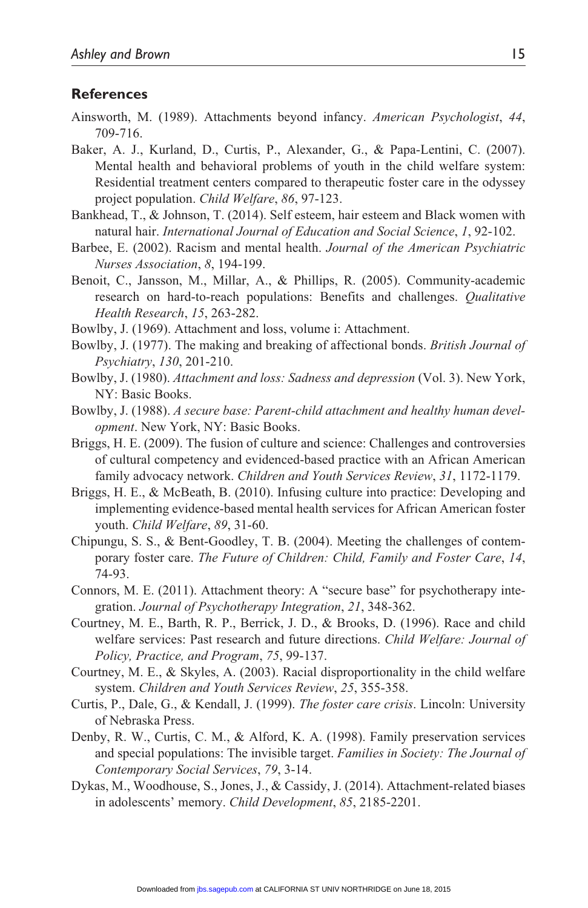## References

Ainsworth, M. (1989). Attachments beyond infancy. *American Psychologist*, *44*, 709-716.

Baker, A. J., Kurland, D., Curtis, P., Alexander, G., & Papa-Lentini, C. (2007). Mental health and behavioral problems of youth in the child welfare system: Residential treatment centers compared to therapeutic foster care in the odyssey project population. *Child Welfare*, *86*, 97-123.

Bankhead, T., & Johnson, T. (2014). Self esteem, hair esteem and Black women with natural hair. *International Journal of Education and Social Science*, *1*, 92-102.

Barbee, E. (2002). Racism and mental health. *Journal of the American Psychiatric Nurses Association*, *8*, 194-199.

Benoit, C., Jansson, M., Millar, A., & Phillips, R. (2005). Community-academic research on hard-to-reach populations: Benefits and challenges. *Qualitative Health Research*, *15*, 263-282.

Bowlby, J. (1969). Attachment and loss, volume i: Attachment.

Bowlby, J. (1977). The making and breaking of affectional bonds. *British Journal of Psychiatry*, *130*, 201-210.

Bowlby, J. (1980). *Attachment and loss: Sadness and depression* (Vol. 3). New York, NY: Basic Books.

Bowlby, J. (1988). *A secure base: Parent-child attachment and healthy human development*. New York, NY: Basic Books.

Briggs, H. E. (2009). The fusion of culture and science: Challenges and controversies of cultural competency and evidenced-based practice with an African American family advocacy network. *Children and Youth Services Review*, *31*, 1172-1179.

Briggs, H. E., & McBeath, B. (2010). Infusing culture into practice: Developing and implementing evidence-based mental health services for African American foster youth. *Child Welfare*, *89*, 31-60.

Chipungu, S. S., & Bent-Goodley, T. B. (2004). Meeting the challenges of contemporary foster care. *The Future of Children: Child, Family and Foster Care*, *14*, 74-93.

Connors, M. E. (2011). Attachment theory: A "secure base" for psychotherapy integration. *Journal of Psychotherapy Integration*, *21*, 348-362.

Courtney, M. E., Barth, R. P., Berrick, J. D., & Brooks, D. (1996). Race and child welfare services: Past research and future directions. *Child Welfare: Journal of Policy, Practice, and Program*, *75*, 99-137.

Courtney, M. E., & Skyles, A. (2003). Racial disproportionality in the child welfare system. *Children and Youth Services Review*, *25*, 355-358.

Curtis, P., Dale, G., & Kendall, J. (1999). *The foster care crisis*. Lincoln: University of Nebraska Press.

Denby, R. W., Curtis, C. M., & Alford, K. A. (1998). Family preservation services and special populations: The invisible target. *Families in Society: The Journal of Contemporary Social Services*, *79*, 3-14.

Dykas, M., Woodhouse, S., Jones, J., & Cassidy, J. (2014). Attachment-related biases in adolescents' memory. *Child Development*, *85*, 2185-2201.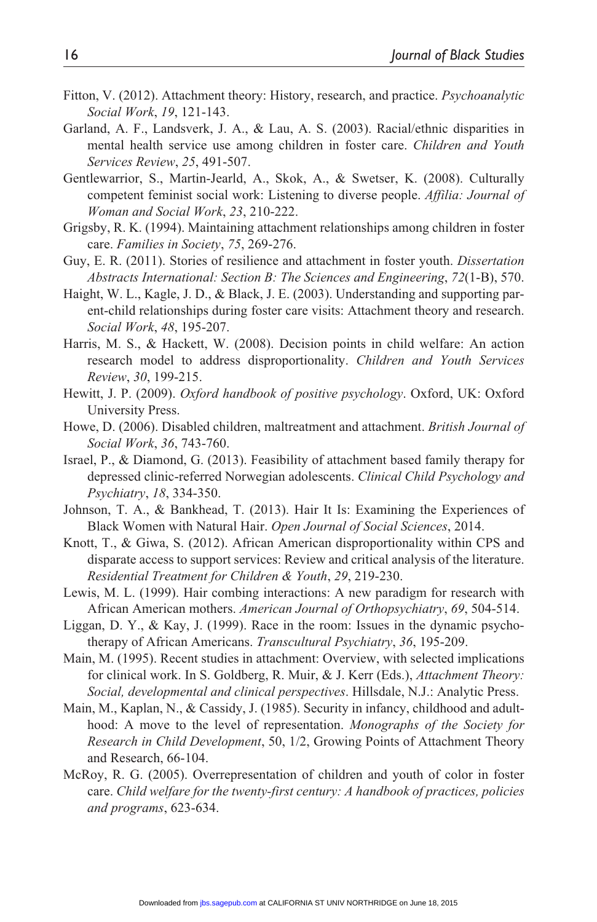Fitton, V. (2012). Attachment theory: History, research, and practice. *Psychoanalytic Social Work*, *19*, 121-143.

Garland, A. F., Landsverk, J. A., & Lau, A. S. (2003). Racial/ethnic disparities in mental health service use among children in foster care. *Children and Youth Services Review*, *25*, 491-507.

Gentlewarrior, S., Martin-Jearld, A., Skok, A., & Swetser, K. (2008). Culturally competent feminist social work: Listening to diverse people. *Affilia: Journal of Woman and Social Work*, *23*, 210-222.

Grigsby, R. K. (1994). Maintaining attachment relationships among children in foster care. *Families in Society*, *75*, 269-276.

Guy, E. R. (2011). Stories of resilience and attachment in foster youth. *Dissertation Abstracts International: Section B: The Sciences and Engineering*, *72*(1-B), 570.

Haight, W. L., Kagle, J. D., & Black, J. E. (2003). Understanding and supporting parent-child relationships during foster care visits: Attachment theory and research. *Social Work*, *48*, 195-207.

Harris, M. S., & Hackett, W. (2008). Decision points in child welfare: An action research model to address disproportionality. *Children and Youth Services Review*, *30*, 199-215.

Hewitt, J. P. (2009). *Oxford handbook of positive psychology*. Oxford, UK: Oxford University Press.

Howe, D. (2006). Disabled children, maltreatment and attachment. *British Journal of Social Work*, *36*, 743-760.

Israel, P., & Diamond, G. (2013). Feasibility of attachment based family therapy for depressed clinic-referred Norwegian adolescents. *Clinical Child Psychology and Psychiatry*, *18*, 334-350.

Johnson, T. A., & Bankhead, T. (2013). Hair It Is: Examining the Experiences of Black Women with Natural Hair. *Open Journal of Social Sciences*, 2014.

Knott, T., & Giwa, S. (2012). African American disproportionality within CPS and disparate access to support services: Review and critical analysis of the literature. *Residential Treatment for Children & Youth*, *29*, 219-230.

Lewis, M. L. (1999). Hair combing interactions: A new paradigm for research with African American mothers. *American Journal of Orthopsychiatry*, *69*, 504-514.

Liggan, D. Y., & Kay, J. (1999). Race in the room: Issues in the dynamic psychotherapy of African Americans. *Transcultural Psychiatry*, *36*, 195-209.

Main, M. (1995). Recent studies in attachment: Overview, with selected implications for clinical work. In S. Goldberg, R. Muir, & J. Kerr (Eds.), *Attachment Theory: Social, developmental and clinical perspectives*. Hillsdale, N.J.: Analytic Press.

Main, M., Kaplan, N., & Cassidy, J. (1985). Security in infancy, childhood and adulthood: A move to the level of representation. *Monographs of the Society for Research in Child Development*, 50, 1/2, Growing Points of Attachment Theory and Research, 66-104.

McRoy, R. G. (2005). Overrepresentation of children and youth of color in foster care. *Child welfare for the twenty-first century: A handbook of practices, policies and programs*, 623-634.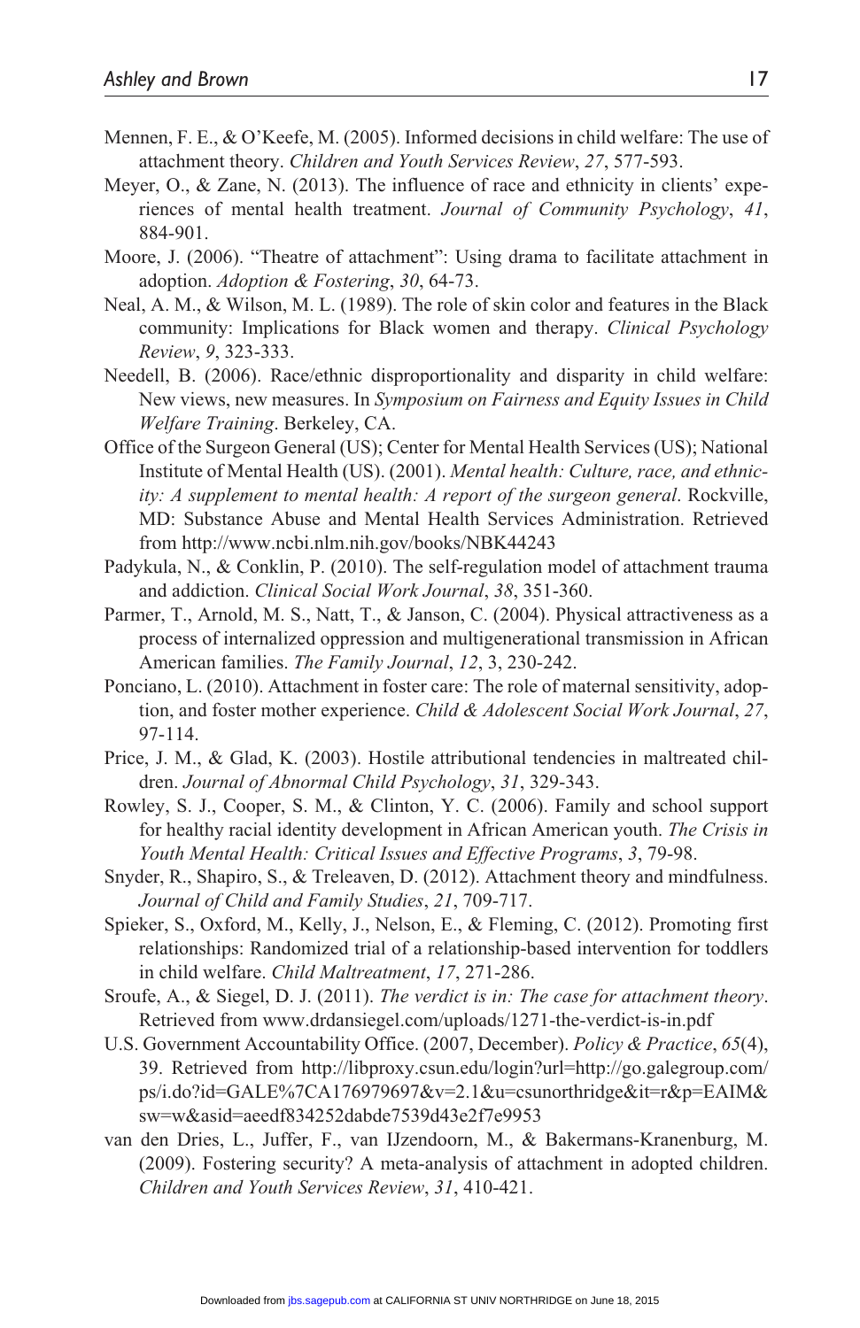Mennen, F. E., & O'Keefe, M. (2005). Informed decisions in child welfare: The use of attachment theory. *Children and Youth Services Review*, *27*, 577-593.

Meyer, O., & Zane, N. (2013). The influence of race and ethnicity in clients' experiences of mental health treatment. *Journal of Community Psychology*, *41*, 884-901.

Moore, J. (2006). "Theatre of attachment": Using drama to facilitate attachment in adoption. *Adoption & Fostering*, *30*, 64-73.

Neal, A. M., & Wilson, M. L. (1989). The role of skin color and features in the Black community: Implications for Black women and therapy. *Clinical Psychology Review*, *9*, 323-333.

Needell, B. (2006). Race/ethnic disproportionality and disparity in child welfare: New views, new measures. In *Symposium on Fairness and Equity Issues in Child Welfare Training*. Berkeley, CA.

Office of the Surgeon General (US); Center for Mental Health Services (US); National Institute of Mental Health (US). (2001). *Mental health: Culture, race, and ethnicity: A supplement to mental health: A report of the surgeon general*. Rockville, MD: Substance Abuse and Mental Health Services Administration. Retrieved from http://www.ncbi.nlm.nih.gov/books/NBK44243

Padykula, N., & Conklin, P. (2010). The self-regulation model of attachment trauma and addiction. *Clinical Social Work Journal*, *38*, 351-360.

Parmer, T., Arnold, M. S., Natt, T., & Janson, C. (2004). Physical attractiveness as a process of internalized oppression and multigenerational transmission in African American families. *The Family Journal*, *12*, 3, 230-242.

Ponciano, L. (2010). Attachment in foster care: The role of maternal sensitivity, adoption, and foster mother experience. *Child & Adolescent Social Work Journal*, *27*, 97-114.

Price, J. M., & Glad, K. (2003). Hostile attributional tendencies in maltreated children. *Journal of Abnormal Child Psychology*, *31*, 329-343.

Rowley, S. J., Cooper, S. M., & Clinton, Y. C. (2006). Family and school support for healthy racial identity development in African American youth. *The Crisis in Youth Mental Health: Critical Issues and Effective Programs*, *3*, 79-98.

Snyder, R., Shapiro, S., & Treleaven, D. (2012). Attachment theory and mindfulness. *Journal of Child and Family Studies*, *21*, 709-717.

Spieker, S., Oxford, M., Kelly, J., Nelson, E., & Fleming, C. (2012). Promoting first relationships: Randomized trial of a relationship-based intervention for toddlers in child welfare. *Child Maltreatment*, *17*, 271-286.

Sroufe, A., & Siegel, D. J. (2011). *The verdict is in: The case for attachment theory*. Retrieved from www.drdansiegel.com/uploads/1271-the-verdict-is-in.pdf

U.S. Government Accountability Office. (2007, December). *Policy & Practice*, *65*(4), 39. Retrieved from http://libproxy.csun.edu/login?url=http://go.galegroup.com/ps/i.do?id=GALE%7CA176979697&v=2.1&u=csunorthridge&it=r&p=EAIM&sw=w&asid=aeedf834252dabde7539d43e2f7e9953

van den Dries, L., Juffer, F., van IJzendoorn, M., & Bakermans-Kranenburg, M. (2009). Fostering security? A meta-analysis of attachment in adopted children. *Children and Youth Services Review*, *31*, 410-421.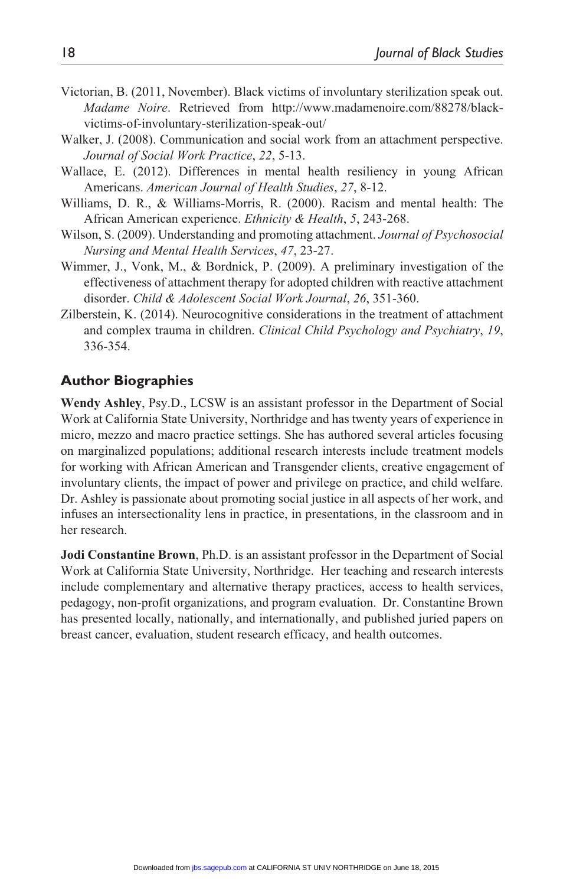Victorian, B. (2011, November). Black victims of involuntary sterilization speak out. *Madame Noire*. Retrieved from http://www.madamenoire.com/88278/black-victims-of-involuntary-sterilization-speak-out/

Walker, J. (2008). Communication and social work from an attachment perspective. *Journal of Social Work Practice*, *22*, 5-13.

Wallace, E. (2012). Differences in mental health resiliency in young African Americans. *American Journal of Health Studies*, *27*, 8-12.

Williams, D. R., & Williams-Morris, R. (2000). Racism and mental health: The African American experience. *Ethnicity & Health*, *5*, 243-268.

Wilson, S. (2009). Understanding and promoting attachment. *Journal of Psychosocial Nursing and Mental Health Services*, *47*, 23-27.

Wimmer, J., Vonk, M., & Bordnick, P. (2009). A preliminary investigation of the effectiveness of attachment therapy for adopted children with reactive attachment disorder. *Child & Adolescent Social Work Journal*, *26*, 351-360.

Zilberstein, K. (2014). Neurocognitive considerations in the treatment of attachment and complex trauma in children. *Clinical Child Psychology and Psychiatry*, *19*, 336-354.

## Author Biographies

**Wendy Ashley**, Psy.D., LCSW is an assistant professor in the Department of Social Work at California State University, Northridge and has twenty years of experience in micro, mezzo and macro practice settings. She has authored several articles focusing on marginalized populations; additional research interests include treatment models for working with African American and Transgender clients, creative engagement of involuntary clients, the impact of power and privilege on practice, and child welfare. Dr. Ashley is passionate about promoting social justice in all aspects of her work, and infuses an intersectionality lens in practice, in presentations, in the classroom and in her research.

**Jodi Constantine Brown**, Ph.D. is an assistant professor in the Department of Social Work at California State University, Northridge. Her teaching and research interests include complementary and alternative therapy practices, access to health services, pedagogy, non-profit organizations, and program evaluation. Dr. Constantine Brown has presented locally, nationally, and internationally, and published juried papers on breast cancer, evaluation, student research efficacy, and health outcomes.